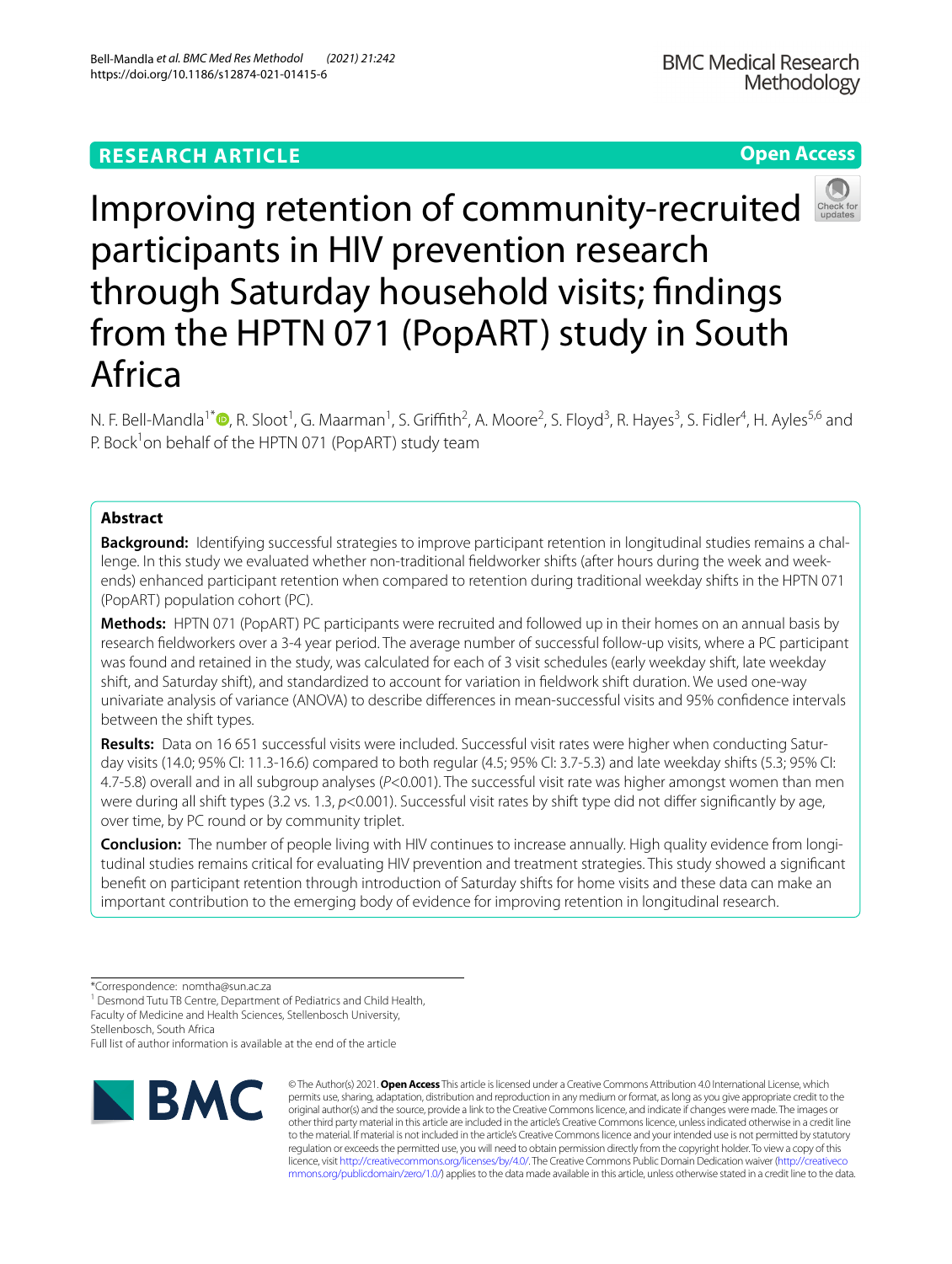RESEARCH ARTICLE

Open Access

# Improving retention of community-recruited participants in HIV prevention research through Saturday household visits; findings from the HPTN 071 (PopART) study in South Africa

N. F. Bell-Mandla[1*], R. Sloot[1], G. Maarman[1], S. Griffith[2], A. Moore[2], S. Floyd[3], R. Hayes[3], S. Fidler[4], H. Ayles[5,6] and P. Bock[1] on behalf of the HPTN 071 (PopART) study team

## Abstract

**Background:** Identifying successful strategies to improve participant retention in longitudinal studies remains a challenge. In this study we evaluated whether non-traditional fieldworker shifts (after hours during the week and weekends) enhanced participant retention when compared to retention during traditional weekday shifts in the HPTN 071 (PopART) population cohort (PC).

**Methods:** HPTN 071 (PopART) PC participants were recruited and followed up in their homes on an annual basis by research fieldworkers over a 3-4 year period. The average number of successful follow-up visits, where a PC participant was found and retained in the study, was calculated for each of 3 visit schedules (early weekday shift, late weekday shift, and Saturday shift), and standardized to account for variation in fieldwork shift duration. We used one-way univariate analysis of variance (ANOVA) to describe differences in mean-successful visits and 95% confidence intervals between the shift types.

**Results:** Data on 16 651 successful visits were included. Successful visit rates were higher when conducting Saturday visits (14.0; 95% CI: 11.3-16.6) compared to both regular (4.5; 95% CI: 3.7-5.3) and late weekday shifts (5.3; 95% CI: 4.7-5.8) overall and in all subgroup analyses ($P<0.001$). The successful visit rate was higher amongst women than men were during all shift types (3.2 vs. 1.3, $p<0.001$). Successful visit rates by shift type did not differ significantly by age, over time, by PC round or by community triplet.

**Conclusion:** The number of people living with HIV continues to increase annually. High quality evidence from longitudinal studies remains critical for evaluating HIV prevention and treatment strategies. This study showed a significant benefit on participant retention through introduction of Saturday shifts for home visits and these data can make an important contribution to the emerging body of evidence for improving retention in longitudinal research.

*Correspondence: nomtha@sun.ac.za

[1] Desmond Tutu TB Centre, Department of Pediatrics and Child Health, Faculty of Medicine and Health Sciences, Stellenbosch University, Stellenbosch, South Africa

Full list of author information is available at the end of the article

© The Author(s) 2021. **Open Access** This article is licensed under a Creative Commons Attribution 4.0 International License, which permits use, sharing, adaptation, distribution and reproduction in any medium or format, as long as you give appropriate credit to the original author(s) and the source, provide a link to the Creative Commons licence, and indicate if changes were made. The images or other third party material in this article are included in the article's Creative Commons licence, unless indicated otherwise in a credit line to the material. If material is not included in the article's Creative Commons licence and your intended use is not permitted by statutory regulation or exceeds the permitted use, you will need to obtain permission directly from the copyright holder. To view a copy of this licence, visit http://creativecommons.org/licenses/by/4.0/. The Creative Commons Public Domain Dedication waiver (http://creativecommons.org/publicdomain/zero/1.0/) applies to the data made available in this article, unless otherwise stated in a credit line to the data.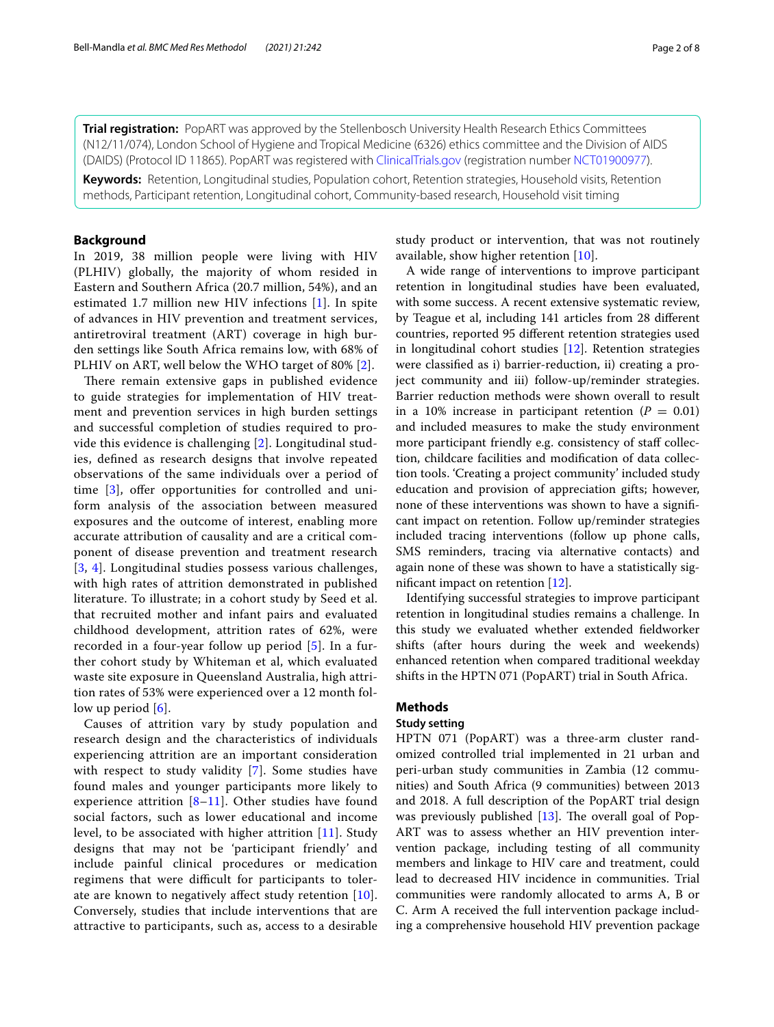**Trial registration:** PopART was approved by the Stellenbosch University Health Research Ethics Committees (N12/11/074), London School of Hygiene and Tropical Medicine (6326) ethics committee and the Division of AIDS (DAIDS) (Protocol ID 11865). PopART was registered with ClinicalTrials.gov (registration number NCT01900977).

**Keywords:** Retention, Longitudinal studies, Population cohort, Retention strategies, Household visits, Retention methods, Participant retention, Longitudinal cohort, Community-based research, Household visit timing

## Background

In 2019, 38 million people were living with HIV (PLHIV) globally, the majority of whom resided in Eastern and Southern Africa (20.7 million, 54%), and an estimated 1.7 million new HIV infections [1]. In spite of advances in HIV prevention and treatment services, antiretroviral treatment (ART) coverage in high burden settings like South Africa remains low, with 68% of PLHIV on ART, well below the WHO target of 80% [2].

There remain extensive gaps in published evidence to guide strategies for implementation of HIV treatment and prevention services in high burden settings and successful completion of studies required to provide this evidence is challenging [2]. Longitudinal studies, defined as research designs that involve repeated observations of the same individuals over a period of time [3], offer opportunities for controlled and uniform analysis of the association between measured exposures and the outcome of interest, enabling more accurate attribution of causality and are a critical component of disease prevention and treatment research [3, 4]. Longitudinal studies possess various challenges, with high rates of attrition demonstrated in published literature. To illustrate; in a cohort study by Seed et al. that recruited mother and infant pairs and evaluated childhood development, attrition rates of 62%, were recorded in a four-year follow up period [5]. In a further cohort study by Whiteman et al, which evaluated waste site exposure in Queensland Australia, high attrition rates of 53% were experienced over a 12 month follow up period [6].

Causes of attrition vary by study population and research design and the characteristics of individuals experiencing attrition are an important consideration with respect to study validity [7]. Some studies have found males and younger participants more likely to experience attrition [8–11]. Other studies have found social factors, such as lower educational and income level, to be associated with higher attrition [11]. Study designs that may not be 'participant friendly' and include painful clinical procedures or medication regimens that were difficult for participants to tolerate are known to negatively affect study retention [10]. Conversely, studies that include interventions that are attractive to participants, such as, access to a desirable study product or intervention, that was not routinely available, show higher retention [10].

A wide range of interventions to improve participant retention in longitudinal studies have been evaluated, with some success. A recent extensive systematic review, by Teague et al, including 141 articles from 28 different countries, reported 95 different retention strategies used in longitudinal cohort studies [12]. Retention strategies were classified as i) barrier-reduction, ii) creating a project community and iii) follow-up/reminder strategies. Barrier reduction methods were shown overall to result in a 10% increase in participant retention ($P = 0.01$) and included measures to make the study environment more participant friendly e.g. consistency of staff collection, childcare facilities and modification of data collection tools. 'Creating a project community' included study education and provision of appreciation gifts; however, none of these interventions was shown to have a significant impact on retention. Follow up/reminder strategies included tracing interventions (follow up phone calls, SMS reminders, tracing via alternative contacts) and again none of these was shown to have a statistically significant impact on retention [12].

Identifying successful strategies to improve participant retention in longitudinal studies remains a challenge. In this study we evaluated whether extended fieldworker shifts (after hours during the week and weekends) enhanced retention when compared traditional weekday shifts in the HPTN 071 (PopART) trial in South Africa.

## Methods

### Study setting

HPTN 071 (PopART) was a three-arm cluster randomized controlled trial implemented in 21 urban and peri-urban study communities in Zambia (12 communities) and South Africa (9 communities) between 2013 and 2018. A full description of the PopART trial design was previously published [13]. The overall goal of PopART was to assess whether an HIV prevention intervention package, including testing of all community members and linkage to HIV care and treatment, could lead to decreased HIV incidence in communities. Trial communities were randomly allocated to arms A, B or C. Arm A received the full intervention package including a comprehensive household HIV prevention package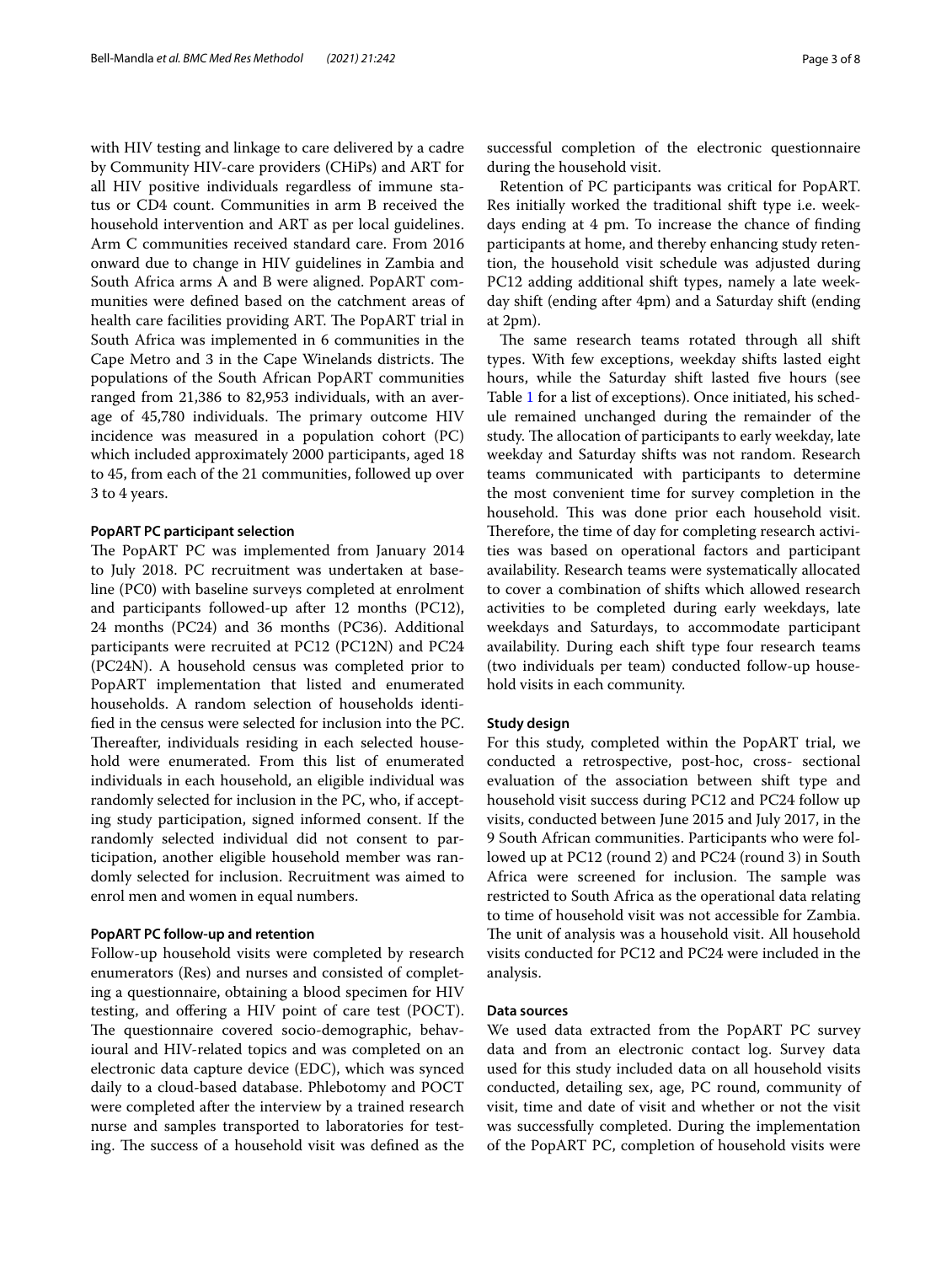with HIV testing and linkage to care delivered by a cadre by Community HIV-care providers (CHiPs) and ART for all HIV positive individuals regardless of immune status or CD4 count. Communities in arm B received the household intervention and ART as per local guidelines. Arm C communities received standard care. From 2016 onward due to change in HIV guidelines in Zambia and South Africa arms A and B were aligned. PopART communities were defined based on the catchment areas of health care facilities providing ART. The PopART trial in South Africa was implemented in 6 communities in the Cape Metro and 3 in the Cape Winelands districts. The populations of the South African PopART communities ranged from 21,386 to 82,953 individuals, with an average of 45,780 individuals. The primary outcome HIV incidence was measured in a population cohort (PC) which included approximately 2000 participants, aged 18 to 45, from each of the 21 communities, followed up over 3 to 4 years.

### PopART PC participant selection

The PopART PC was implemented from January 2014 to July 2018. PC recruitment was undertaken at baseline (PC0) with baseline surveys completed at enrolment and participants followed-up after 12 months (PC12), 24 months (PC24) and 36 months (PC36). Additional participants were recruited at PC12 (PC12N) and PC24 (PC24N). A household census was completed prior to PopART implementation that listed and enumerated households. A random selection of households identified in the census were selected for inclusion into the PC. Thereafter, individuals residing in each selected household were enumerated. From this list of enumerated individuals in each household, an eligible individual was randomly selected for inclusion in the PC, who, if accepting study participation, signed informed consent. If the randomly selected individual did not consent to participation, another eligible household member was randomly selected for inclusion. Recruitment was aimed to enrol men and women in equal numbers.

### PopART PC follow-up and retention

Follow-up household visits were completed by research enumerators (Res) and nurses and consisted of completing a questionnaire, obtaining a blood specimen for HIV testing, and offering a HIV point of care test (POCT). The questionnaire covered socio-demographic, behavioural and HIV-related topics and was completed on an electronic data capture device (EDC), which was synced daily to a cloud-based database. Phlebotomy and POCT were completed after the interview by a trained research nurse and samples transported to laboratories for testing. The success of a household visit was defined as the successful completion of the electronic questionnaire during the household visit.

Retention of PC participants was critical for PopART. Res initially worked the traditional shift type i.e. weekdays ending at 4 pm. To increase the chance of finding participants at home, and thereby enhancing study retention, the household visit schedule was adjusted during PC12 adding additional shift types, namely a late weekday shift (ending after 4pm) and a Saturday shift (ending at 2pm).

The same research teams rotated through all shift types. With few exceptions, weekday shifts lasted eight hours, while the Saturday shift lasted five hours (see Table 1 for a list of exceptions). Once initiated, his schedule remained unchanged during the remainder of the study. The allocation of participants to early weekday, late weekday and Saturday shifts was not random. Research teams communicated with participants to determine the most convenient time for survey completion in the household. This was done prior each household visit. Therefore, the time of day for completing research activities was based on operational factors and participant availability. Research teams were systematically allocated to cover a combination of shifts which allowed research activities to be completed during early weekdays, late weekdays and Saturdays, to accommodate participant availability. During each shift type four research teams (two individuals per team) conducted follow-up household visits in each community.

### Study design

For this study, completed within the PopART trial, we conducted a retrospective, post-hoc, cross- sectional evaluation of the association between shift type and household visit success during PC12 and PC24 follow up visits, conducted between June 2015 and July 2017, in the 9 South African communities. Participants who were followed up at PC12 (round 2) and PC24 (round 3) in South Africa were screened for inclusion. The sample was restricted to South Africa as the operational data relating to time of household visit was not accessible for Zambia. The unit of analysis was a household visit. All household visits conducted for PC12 and PC24 were included in the analysis.

### Data sources

We used data extracted from the PopART PC survey data and from an electronic contact log. Survey data used for this study included data on all household visits conducted, detailing sex, age, PC round, community of visit, time and date of visit and whether or not the visit was successfully completed. During the implementation of the PopART PC, completion of household visits were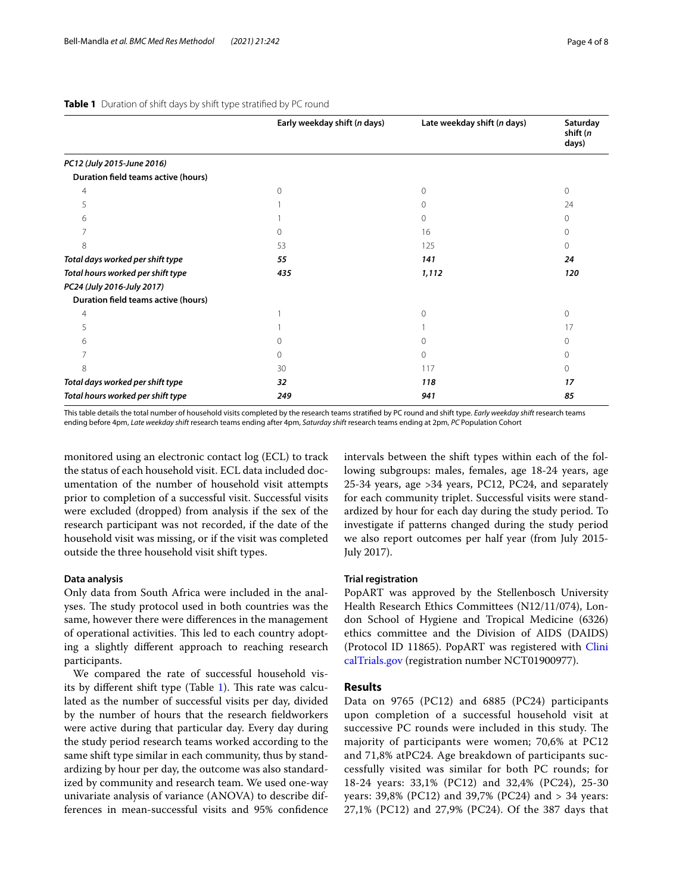**Table 1** Duration of shift days by shift type stratified by PC round

| | Early weekday shift (*n* days) | Late weekday shift (*n* days) | Saturday shift (*n* days) |
|---|---|---|---|
| ***PC12 (July 2015-June 2016)*** | | | |
| **Duration field teams active (hours)** | | | |
| 4 | 0 | 0 | 0 |
| 5 | 1 | 0 | 24 |
| 6 | 1 | 0 | 0 |
| 7 | 0 | 16 | 0 |
| 8 | 53 | 125 | 0 |
| ***Total days worked per shift type*** | ***55*** | ***141*** | ***24*** |
| ***Total hours worked per shift type*** | ***435*** | ***1,112*** | ***120*** |
| ***PC24 (July 2016-July 2017)*** | | | |
| **Duration field teams active (hours)** | | | |
| 4 | 1 | 0 | 0 |
| 5 | 1 | 1 | 17 |
| 6 | 0 | 0 | 0 |
| 7 | 0 | 0 | 0 |
| 8 | 30 | 117 | 0 |
| ***Total days worked per shift type*** | ***32*** | ***118*** | ***17*** |
| ***Total hours worked per shift type*** | ***249*** | ***941*** | ***85*** |

This table details the total number of household visits completed by the research teams stratified by PC round and shift type. *Early weekday shift* research teams ending before 4pm, *Late weekday shift* research teams ending after 4pm, *Saturday shift* research teams ending at 2pm, *PC* Population Cohort

monitored using an electronic contact log (ECL) to track the status of each household visit. ECL data included documentation of the number of household visit attempts prior to completion of a successful visit. Successful visits were excluded (dropped) from analysis if the sex of the research participant was not recorded, if the date of the household visit was missing, or if the visit was completed outside the three household visit shift types.

### Data analysis

Only data from South Africa were included in the analyses. The study protocol used in both countries was the same, however there were differences in the management of operational activities. This led to each country adopting a slightly different approach to reaching research participants.

We compared the rate of successful household visits by different shift type (Table 1). This rate was calculated as the number of successful visits per day, divided by the number of hours that the research fieldworkers were active during that particular day. Every day during the study period research teams worked according to the same shift type similar in each community, thus by standardizing by hour per day, the outcome was also standardized by community and research team. We used one-way univariate analysis of variance (ANOVA) to describe differences in mean-successful visits and 95% confidence intervals between the shift types within each of the following subgroups: males, females, age 18-24 years, age 25-34 years, age >34 years, PC12, PC24, and separately for each community triplet. Successful visits were standardized by hour for each day during the study period. To investigate if patterns changed during the study period we also report outcomes per half year (from July 2015-July 2017).

### Trial registration

PopART was approved by the Stellenbosch University Health Research Ethics Committees (N12/11/074), London School of Hygiene and Tropical Medicine (6326) ethics committee and the Division of AIDS (DAIDS) (Protocol ID 11865). PopART was registered with ClinicalTrials.gov (registration number NCT01900977).

## Results

Data on 9765 (PC12) and 6885 (PC24) participants upon completion of a successful household visit at successive PC rounds were included in this study. The majority of participants were women; 70,6% at PC12 and 71,8% atPC24. Age breakdown of participants successfully visited was similar for both PC rounds; for 18-24 years: 33,1% (PC12) and 32,4% (PC24), 25-30 years: 39,8% (PC12) and 39,7% (PC24) and > 34 years: 27,1% (PC12) and 27,9% (PC24). Of the 387 days that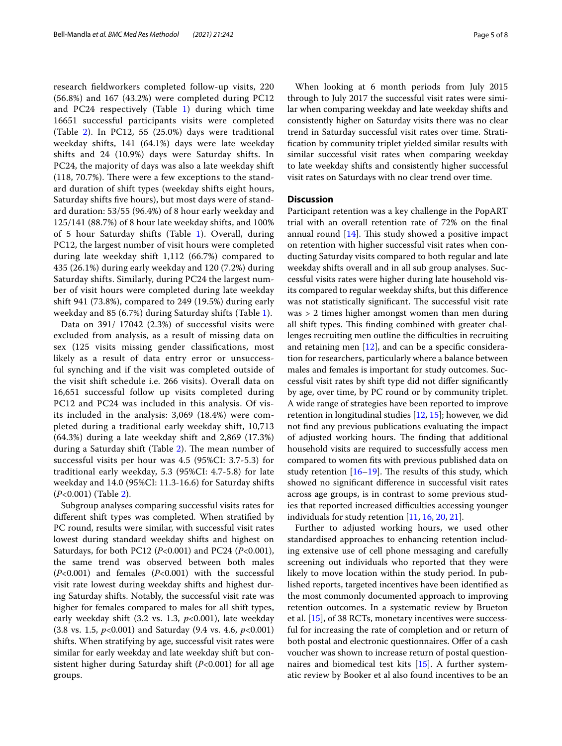research fieldworkers completed follow-up visits, 220 (56.8%) and 167 (43.2%) were completed during PC12 and PC24 respectively (Table 1) during which time 16651 successful participants visits were completed (Table 2). In PC12, 55 (25.0%) days were traditional weekday shifts, 141 (64.1%) days were late weekday shifts and 24 (10.9%) days were Saturday shifts. In PC24, the majority of days was also a late weekday shift (118, 70.7%). There were a few exceptions to the standard duration of shift types (weekday shifts eight hours, Saturday shifts five hours), but most days were of standard duration: 53/55 (96.4%) of 8 hour early weekday and 125/141 (88.7%) of 8 hour late weekday shifts, and 100% of 5 hour Saturday shifts (Table 1). Overall, during PC12, the largest number of visit hours were completed during late weekday shift 1,112 (66.7%) compared to 435 (26.1%) during early weekday and 120 (7.2%) during Saturday shifts. Similarly, during PC24 the largest number of visit hours were completed during late weekday shift 941 (73.8%), compared to 249 (19.5%) during early weekday and 85 (6.7%) during Saturday shifts (Table 1).

Data on 391/ 17042 (2.3%) of successful visits were excluded from analysis, as a result of missing data on sex (125 visits missing gender classifications, most likely as a result of data entry error or unsuccessful synching and if the visit was completed outside of the visit shift schedule i.e. 266 visits). Overall data on 16,651 successful follow up visits completed during PC12 and PC24 was included in this analysis. Of visits included in the analysis: 3,069 (18.4%) were completed during a traditional early weekday shift, 10,713 (64.3%) during a late weekday shift and 2,869 (17.3%) during a Saturday shift (Table 2). The mean number of successful visits per hour was 4.5 (95%CI: 3.7-5.3) for traditional early weekday, 5.3 (95%CI: 4.7-5.8) for late weekday and 14.0 (95%CI: 11.3-16.6) for Saturday shifts ($P$<0.001) (Table 2).

Subgroup analyses comparing successful visits rates for different shift types was completed. When stratified by PC round, results were similar, with successful visit rates lowest during standard weekday shifts and highest on Saturdays, for both PC12 ($P$<0.001) and PC24 ($P$<0.001), the same trend was observed between both males ($P$<0.001) and females ($P$<0.001) with the successful visit rate lowest during weekday shifts and highest during Saturday shifts. Notably, the successful visit rate was higher for females compared to males for all shift types, early weekday shift (3.2 vs. 1.3, $p$<0.001), late weekday (3.8 vs. 1.5, $p$<0.001) and Saturday (9.4 vs. 4.6, $p$<0.001) shifts. When stratifying by age, successful visit rates were similar for early weekday and late weekday shift but consistent higher during Saturday shift ($P$<0.001) for all age groups.

When looking at 6 month periods from July 2015 through to July 2017 the successful visit rates were similar when comparing weekday and late weekday shifts and consistently higher on Saturday visits there was no clear trend in Saturday successful visit rates over time. Stratification by community triplet yielded similar results with similar successful visit rates when comparing weekday to late weekday shifts and consistently higher successful visit rates on Saturdays with no clear trend over time.

## Discussion

Participant retention was a key challenge in the PopART trial with an overall retention rate of 72% on the final annual round [14]. This study showed a positive impact on retention with higher successful visit rates when conducting Saturday visits compared to both regular and late weekday shifts overall and in all sub group analyses. Successful visits rates were higher during late household visits compared to regular weekday shifts, but this difference was not statistically significant. The successful visit rate was > 2 times higher amongst women than men during all shift types. This finding combined with greater challenges recruiting men outline the difficulties in recruiting and retaining men [12], and can be a specific consideration for researchers, particularly where a balance between males and females is important for study outcomes. Successful visit rates by shift type did not differ significantly by age, over time, by PC round or by community triplet. A wide range of strategies have been reported to improve retention in longitudinal studies [12, 15]; however, we did not find any previous publications evaluating the impact of adjusted working hours. The finding that additional household visits are required to successfully access men compared to women fits with previous published data on study retention [16–19]. The results of this study, which showed no significant difference in successful visit rates across age groups, is in contrast to some previous studies that reported increased difficulties accessing younger individuals for study retention [11, 16, 20, 21].

Further to adjusted working hours, we used other standardised approaches to enhancing retention including extensive use of cell phone messaging and carefully screening out individuals who reported that they were likely to move location within the study period. In published reports, targeted incentives have been identified as the most commonly documented approach to improving retention outcomes. In a systematic review by Brueton et al. [15], of 38 RCTs, monetary incentives were successful for increasing the rate of completion and or return of both postal and electronic questionnaires. Offer of a cash voucher was shown to increase return of postal questionnaires and biomedical test kits [15]. A further systematic review by Booker et al also found incentives to be an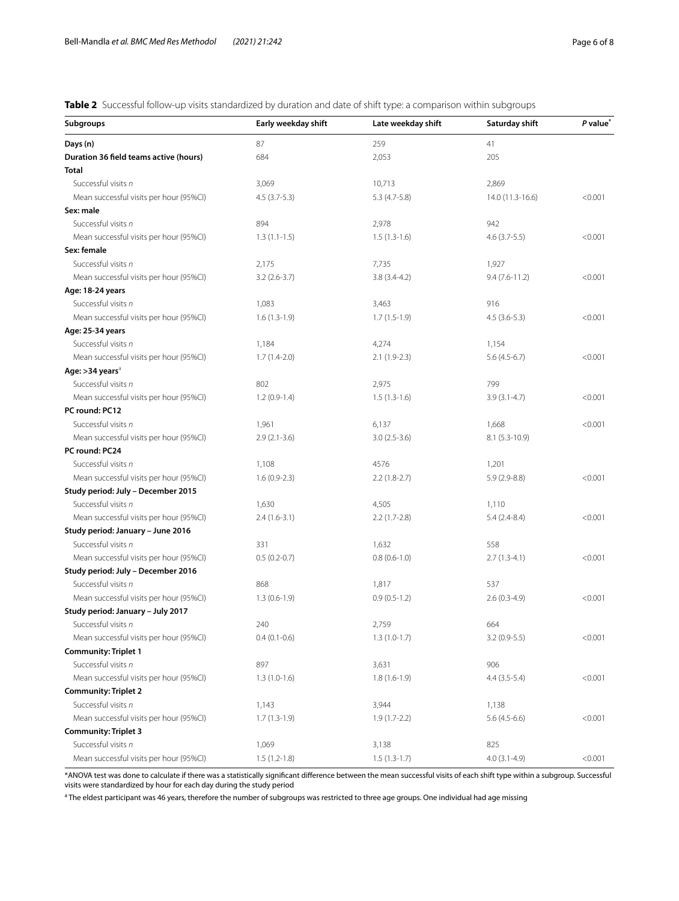**Table 2** Successful follow-up visits standardized by duration and date of shift type: a comparison within subgroups

| Subgroups | Early weekday shift | Late weekday shift | Saturday shift | *P* value[*] |
|---|---|---|---|---|
| **Days (n)** | 87 | 259 | 41 | |
| **Duration 36 field teams active (hours)** | 684 | 2,053 | 205 | |
| **Total** | | | | |
| Successful visits *n* | 3,069 | 10,713 | 2,869 | |
| Mean successful visits per hour (95%CI) | 4.5 (3.7-5.3) | 5.3 (4.7-5.8) | 14.0 (11.3-16.6) | <0.001 |
| **Sex: male** | | | | |
| Successful visits *n* | 894 | 2,978 | 942 | |
| Mean successful visits per hour (95%CI) | 1.3 (1.1-1.5) | 1.5 (1.3-1.6) | 4.6 (3.7-5.5) | <0.001 |
| **Sex: female** | | | | |
| Successful visits *n* | 2,175 | 7,735 | 1,927 | |
| Mean successful visits per hour (95%CI) | 3.2 (2.6-3.7) | 3.8 (3.4-4.2) | 9.4 (7.6-11.2) | <0.001 |
| **Age: 18-24 years** | | | | |
| Successful visits *n* | 1,083 | 3,463 | 916 | |
| Mean successful visits per hour (95%CI) | 1.6 (1.3-1.9) | 1.7 (1.5-1.9) | 4.5 (3.6-5.3) | <0.001 |
| **Age: 25-34 years** | | | | |
| Successful visits *n* | 1,184 | 4,274 | 1,154 | |
| Mean successful visits per hour (95%CI) | 1.7 (1.4-2.0) | 2.1 (1.9-2.3) | 5.6 (4.5-6.7) | <0.001 |
| **Age: >34 years**[a] | | | | |
| Successful visits *n* | 802 | 2,975 | 799 | |
| Mean successful visits per hour (95%CI) | 1.2 (0.9-1.4) | 1.5 (1.3-1.6) | 3.9 (3.1-4.7) | <0.001 |
| **PC round: PC12** | | | | |
| Successful visits *n* | 1,961 | 6,137 | 1,668 | <0.001 |
| Mean successful visits per hour (95%CI) | 2.9 (2.1-3.6) | 3.0 (2.5-3.6) | 8.1 (5.3-10.9) | |
| **PC round: PC24** | | | | |
| Successful visits *n* | 1,108 | 4576 | 1,201 | |
| Mean successful visits per hour (95%CI) | 1.6 (0.9-2.3) | 2.2 (1.8-2.7) | 5.9 (2.9-8.8) | <0.001 |
| **Study period: July – December 2015** | | | | |
| Successful visits *n* | 1,630 | 4,505 | 1,110 | |
| Mean successful visits per hour (95%CI) | 2.4 (1.6-3.1) | 2.2 (1.7-2.8) | 5.4 (2.4-8.4) | <0.001 |
| **Study period: January – June 2016** | | | | |
| Successful visits *n* | 331 | 1,632 | 558 | |
| Mean successful visits per hour (95%CI) | 0.5 (0.2-0.7) | 0.8 (0.6-1.0) | 2.7 (1.3-4.1) | <0.001 |
| **Study period: July – December 2016** | | | | |
| Successful visits *n* | 868 | 1,817 | 537 | |
| Mean successful visits per hour (95%CI) | 1.3 (0.6-1.9) | 0.9 (0.5-1.2) | 2.6 (0.3-4.9) | <0.001 |
| **Study period: January – July 2017** | | | | |
| Successful visits *n* | 240 | 2,759 | 664 | |
| Mean successful visits per hour (95%CI) | 0.4 (0.1-0.6) | 1.3 (1.0-1.7) | 3.2 (0.9-5.5) | <0.001 |
| **Community: Triplet 1** | | | | |
| Successful visits *n* | 897 | 3,631 | 906 | |
| Mean successful visits per hour (95%CI) | 1.3 (1.0-1.6) | 1.8 (1.6-1.9) | 4.4 (3.5-5.4) | <0.001 |
| **Community: Triplet 2** | | | | |
| Successful visits *n* | 1,143 | 3,944 | 1,138 | |
| Mean successful visits per hour (95%CI) | 1.7 (1.3-1.9) | 1.9 (1.7-2.2) | 5.6 (4.5-6.6) | <0.001 |
| **Community: Triplet 3** | | | | |
| Successful visits *n* | 1,069 | 3,138 | 825 | |
| Mean successful visits per hour (95%CI) | 1.5 (1.2-1.8) | 1.5 (1.3-1.7) | 4.0 (3.1-4.9) | <0.001 |

*ANOVA test was done to calculate if there was a statistically significant difference between the mean successful visits of each shift type within a subgroup. Successful visits were standardized by hour for each day during the study period

[a] The eldest participant was 46 years, therefore the number of subgroups was restricted to three age groups. One individual had age missing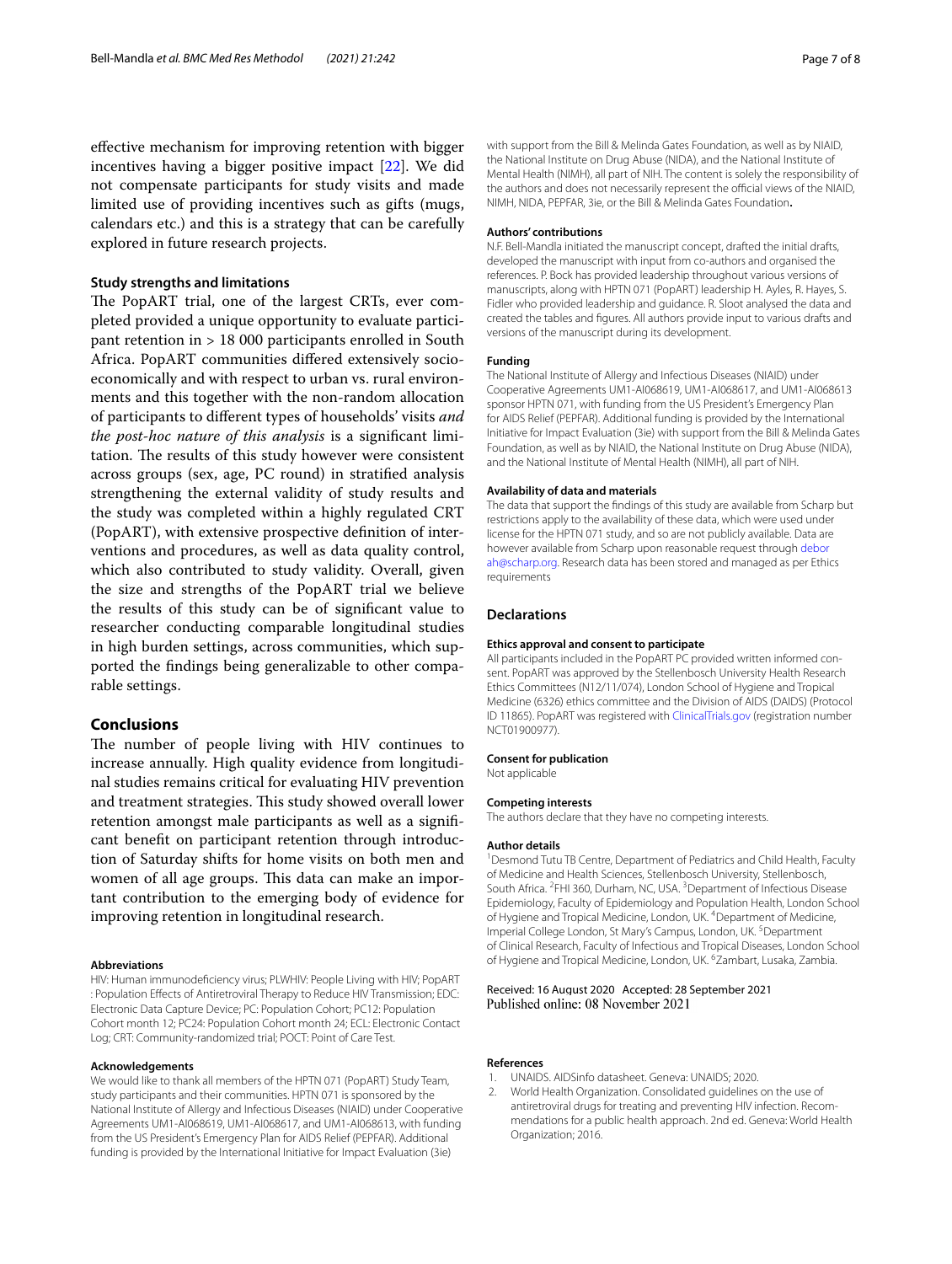effective mechanism for improving retention with bigger incentives having a bigger positive impact [22]. We did not compensate participants for study visits and made limited use of providing incentives such as gifts (mugs, calendars etc.) and this is a strategy that can be carefully explored in future research projects.

### Study strengths and limitations

The PopART trial, one of the largest CRTs, ever completed provided a unique opportunity to evaluate participant retention in > 18 000 participants enrolled in South Africa. PopART communities differed extensively socioeconomically and with respect to urban vs. rural environments and this together with the non-random allocation of participants to different types of households' visits *and the post-hoc nature of this analysis* is a significant limitation. The results of this study however were consistent across groups (sex, age, PC round) in stratified analysis strengthening the external validity of study results and the study was completed within a highly regulated CRT (PopART), with extensive prospective definition of interventions and procedures, as well as data quality control, which also contributed to study validity. Overall, given the size and strengths of the PopART trial we believe the results of this study can be of significant value to researcher conducting comparable longitudinal studies in high burden settings, across communities, which supported the findings being generalizable to other comparable settings.

## Conclusions

The number of people living with HIV continues to increase annually. High quality evidence from longitudinal studies remains critical for evaluating HIV prevention and treatment strategies. This study showed overall lower retention amongst male participants as well as a significant benefit on participant retention through introduction of Saturday shifts for home visits on both men and women of all age groups. This data can make an important contribution to the emerging body of evidence for improving retention in longitudinal research.

#### Abbreviations

HIV: Human immunodeficiency virus; PLWHIV: People Living with HIV; PopART : Population Effects of Antiretroviral Therapy to Reduce HIV Transmission; EDC: Electronic Data Capture Device; PC: Population Cohort; PC12: Population Cohort month 12; PC24: Population Cohort month 24; ECL: Electronic Contact Log; CRT: Community-randomized trial; POCT: Point of Care Test.

#### Acknowledgements

We would like to thank all members of the HPTN 071 (PopART) Study Team, study participants and their communities. HPTN 071 is sponsored by the National Institute of Allergy and Infectious Diseases (NIAID) under Cooperative Agreements UM1-AI068619, UM1-AI068617, and UM1-AI068613, with funding from the US President's Emergency Plan for AIDS Relief (PEPFAR). Additional funding is provided by the International Initiative for Impact Evaluation (3ie) with support from the Bill & Melinda Gates Foundation, as well as by NIAID, the National Institute on Drug Abuse (NIDA), and the National Institute of Mental Health (NIMH), all part of NIH. The content is solely the responsibility of the authors and does not necessarily represent the official views of the NIAID, NIMH, NIDA, PEPFAR, 3ie, or the Bill & Melinda Gates Foundation**.**

#### Authors' contributions

N.F. Bell-Mandla initiated the manuscript concept, drafted the initial drafts, developed the manuscript with input from co-authors and organised the references. P. Bock has provided leadership throughout various versions of manuscripts, along with HPTN 071 (PopART) leadership H. Ayles, R. Hayes, S. Fidler who provided leadership and guidance. R. Sloot analysed the data and created the tables and figures. All authors provide input to various drafts and versions of the manuscript during its development.

#### Funding

The National Institute of Allergy and Infectious Diseases (NIAID) under Cooperative Agreements UM1-AI068619, UM1-AI068617, and UM1-AI068613 sponsor HPTN 071, with funding from the US President's Emergency Plan for AIDS Relief (PEPFAR). Additional funding is provided by the International Initiative for Impact Evaluation (3ie) with support from the Bill & Melinda Gates Foundation, as well as by NIAID, the National Institute on Drug Abuse (NIDA), and the National Institute of Mental Health (NIMH), all part of NIH.

#### Availability of data and materials

The data that support the findings of this study are available from Scharp but restrictions apply to the availability of these data, which were used under license for the HPTN 071 study, and so are not publicly available. Data are however available from Scharp upon reasonable request through deborah@scharp.org. Research data has been stored and managed as per Ethics requirements

## Declarations

#### Ethics approval and consent to participate

All participants included in the PopART PC provided written informed consent. PopART was approved by the Stellenbosch University Health Research Ethics Committees (N12/11/074), London School of Hygiene and Tropical Medicine (6326) ethics committee and the Division of AIDS (DAIDS) (Protocol ID 11865). PopART was registered with ClinicalTrials.gov (registration number NCT01900977).

#### Consent for publication

Not applicable

#### Competing interests

The authors declare that they have no competing interests.

#### Author details

[1]Desmond Tutu TB Centre, Department of Pediatrics and Child Health, Faculty of Medicine and Health Sciences, Stellenbosch University, Stellenbosch, South Africa. [2]FHI 360, Durham, NC, USA. [3]Department of Infectious Disease Epidemiology, Faculty of Epidemiology and Population Health, London School of Hygiene and Tropical Medicine, London, UK. [4]Department of Medicine, Imperial College London, St Mary's Campus, London, UK. [5]Department of Clinical Research, Faculty of Infectious and Tropical Diseases, London School of Hygiene and Tropical Medicine, London, UK. [6]Zambart, Lusaka, Zambia.

Received: 16 August 2020 Accepted: 28 September 2021
Published online: 08 November 2021

#### References

1. UNAIDS. AIDSinfo datasheet. Geneva: UNAIDS; 2020.
2. World Health Organization. Consolidated guidelines on the use of antiretroviral drugs for treating and preventing HIV infection. Recommendations for a public health approach. 2nd ed. Geneva: World Health Organization; 2016.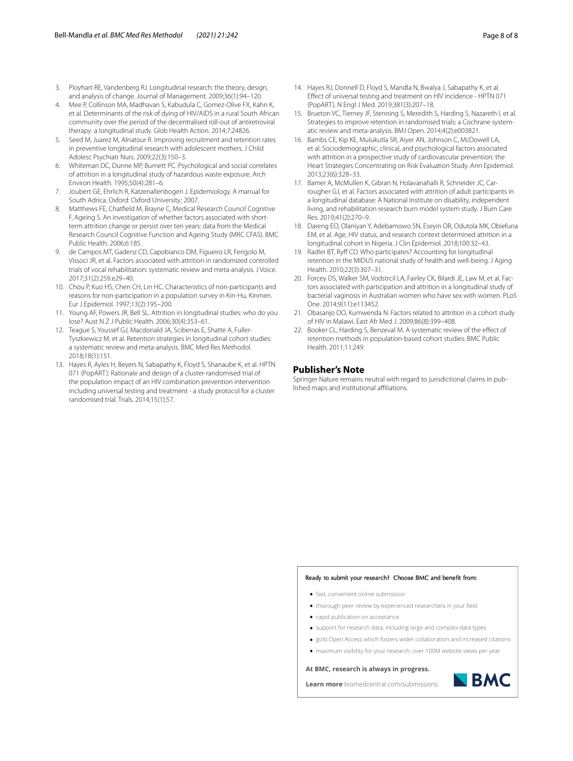3. Ployhart RE, Vandenberg RJ. Longitudinal research: the theory, design, and analysis of change. Journal of Management. 2009;36(1):94–120.
4. Mee P, Collinson MA, Madhavan S, Kabudula C, Gomez-Olive FX, Kahn K, et al. Determinants of the risk of dying of HIV/AIDS in a rural South African community over the period of the decentralised roll-out of antiretroviral therapy: a longitudinal study. Glob Health Action. 2014;7:24826.
5. Seed M, Juarez M, Alnatour R. Improving recruitment and retention rates in preventive longitudinal research with adolescent mothers. J Child Adolesc Psychiatr Nurs. 2009;22(3):150–3.
6. Whiteman DC, Dunne MP, Burnett PC. Psychological and social correlates of attrition in a longitudinal study of hazardous waste exposure. Arch Environ Health. 1995;50(4):281–6.
7. Joubert GE, Ehrlich R, Katzenallenbogen J. Epidemiology. A manual for South Adrica. Oxford: Oxford University; 2007.
8. Matthews FE, Chatfield M, Brayne C, Medical Research Council Cognitive F, Ageing S. An investigation of whether factors associated with short-term attrition change or persist over ten years: data from the Medical Research Council Cognitive Function and Ageing Study (MRC CFAS). BMC Public Health. 2006;6:185.
9. de Campos MT, Gadenz CD, Capobianco DM, Figueiro LR, Ferigolo M, Vissoci JR, et al. Factors associated with attrition in randomized controlled trials of vocal rehabilitation: systematic review and meta-analysis. J Voice. 2017;31(2):259.e29–40.
10. Chou P, Kuo HS, Chen CH, Lin HC. Characteristics of non-participants and reasons for non-participation in a population survey in Kin-Hu, Kinmen. Eur J Epidemiol. 1997;13(2):195–200.
11. Young AF, Powers JR, Bell SL. Attrition in longitudinal studies: who do you lose? Aust N Z J Public Health. 2006;30(4):353–61.
12. Teague S, Youssef GJ, Macdonald JA, Sciberras E, Shatte A, Fuller-Tyszkiewicz M, et al. Retention strategies in longitudinal cohort studies: a systematic review and meta-analysis. BMC Med Res Methodol. 2018;18(1):151.
13. Hayes R, Ayles H, Beyers N, Sabapathy K, Floyd S, Shanaube K, et al. HPTN 071 (PopART): Rationale and design of a cluster-randomised trial of the population impact of an HIV combination prevention intervention including universal testing and treatment - a study protocol for a cluster randomised trial. Trials. 2014;15(1):57.
14. Hayes RJ, Donnell D, Floyd S, Mandla N, Bwalya J, Sabapathy K, et al. Effect of universal testing and treatment on HIV incidence - HPTN 071 (PopART). N Engl J Med. 2019;381(3):207–18.
15. Brueton VC, Tierney JF, Stenning S, Meredith S, Harding S, Nazareth I, et al. Strategies to improve retention in randomised trials: a Cochrane systematic review and meta-analysis. BMJ Open. 2014;4(2):e003821.
16. Bambs CE, Kip KE, Mulukutla SR, Aiyer AN, Johnson C, McDowell LA, et al. Sociodemographic, clinical, and psychological factors associated with attrition in a prospective study of cardiovascular prevention: the Heart Strategies Concentrating on Risk Evaluation Study. Ann Epidemiol. 2013;23(6):328–33.
17. Bamer A, McMullen K, Gibran N, Holavanahalli R, Schneider JC, Carrougher GJ, et al. Factors associated with attrition of adult participants in a longitudinal database: A National Institute on disability, independent living, and rehabilitation research burn model system study. J Burn Care Res. 2019;41(2):270–9.
18. Dareng EO, Olaniyan Y, Adebamowo SN, Eseyin OR, Odutola MK, Obiefuna EM, et al. Age, HIV status, and research context determined attrition in a longitudinal cohort in Nigeria. J Clin Epidemiol. 2018;100:32–43.
19. Radler BT, Ryff CD. Who participates? Accounting for longitudinal retention in the MIDUS national study of health and well-being. J Aging Health. 2010;22(3):307–31.
20. Forcey DS, Walker SM, Vodstrcil LA, Fairley CK, Bilardi JE, Law M, et al. Factors associated with participation and attrition in a longitudinal study of bacterial vaginosis in Australian women who have sex with women. PLoS One. 2014;9(11):e113452.
21. Obasanjo OO, Kumwenda N. Factors related to attrition in a cohort study of HIV in Malawi. East Afr Med J. 2009;86(8):399–408.
22. Booker CL, Harding S, Benzeval M. A systematic review of the effect of retention methods in population-based cohort studies. BMC Public Health. 2011;11:249.

## Publisher's Note

Springer Nature remains neutral with regard to jurisdictional claims in published maps and institutional affiliations.

Ready to submit your research? Choose BMC and benefit from:

- fast, convenient online submission
- thorough peer review by experienced researchers in your field
- rapid publication on acceptance
- support for research data, including large and complex data types
- gold Open Access which fosters wider collaboration and increased citations
- maximum visibility for your research: over 100M website views per year

**At BMC, research is always in progress.**

**Learn more** biomedcentral.com/submissions

BMC